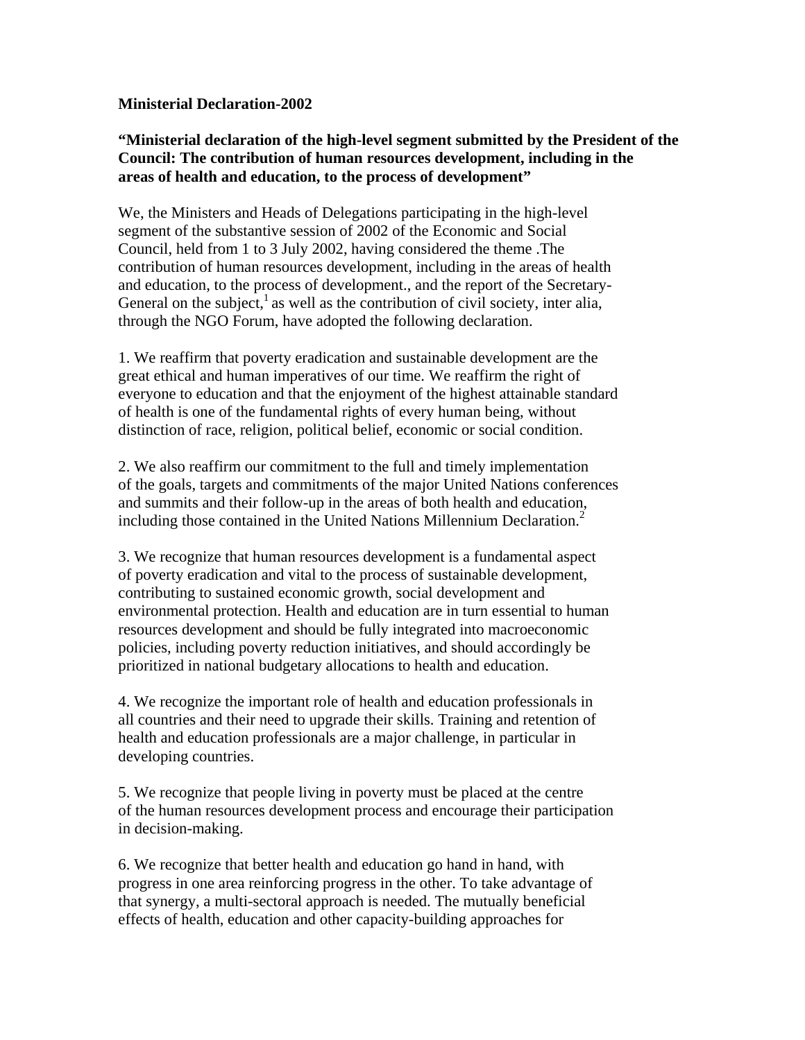**Ministerial Declaration-2002**

**"Ministerial declaration of the high-level segment submitted by the President of the Council: The contribution of human resources development, including in the areas of health and education, to the process of development"**

We, the Ministers and Heads of Delegations participating in the high-level segment of the substantive session of 2002 of the Economic and Social Council, held from 1 to 3 July 2002, having considered the theme .The contribution of human resources development, including in the areas of health and education, to the process of development., and the report of the Secretary-General on the subject,[1] as well as the contribution of civil society, inter alia, through the NGO Forum, have adopted the following declaration.

1. We reaffirm that poverty eradication and sustainable development are the great ethical and human imperatives of our time. We reaffirm the right of everyone to education and that the enjoyment of the highest attainable standard of health is one of the fundamental rights of every human being, without distinction of race, religion, political belief, economic or social condition.

2. We also reaffirm our commitment to the full and timely implementation of the goals, targets and commitments of the major United Nations conferences and summits and their follow-up in the areas of both health and education, including those contained in the United Nations Millennium Declaration.[2]

3. We recognize that human resources development is a fundamental aspect of poverty eradication and vital to the process of sustainable development, contributing to sustained economic growth, social development and environmental protection. Health and education are in turn essential to human resources development and should be fully integrated into macroeconomic policies, including poverty reduction initiatives, and should accordingly be prioritized in national budgetary allocations to health and education.

4. We recognize the important role of health and education professionals in all countries and their need to upgrade their skills. Training and retention of health and education professionals are a major challenge, in particular in developing countries.

5. We recognize that people living in poverty must be placed at the centre of the human resources development process and encourage their participation in decision-making.

6. We recognize that better health and education go hand in hand, with progress in one area reinforcing progress in the other. To take advantage of that synergy, a multi-sectoral approach is needed. The mutually beneficial effects of health, education and other capacity-building approaches for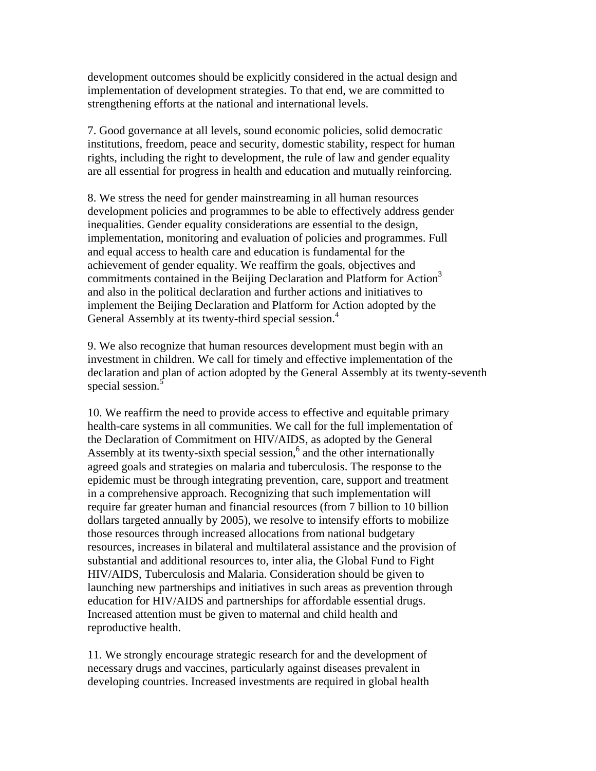development outcomes should be explicitly considered in the actual design and implementation of development strategies. To that end, we are committed to strengthening efforts at the national and international levels.

7. Good governance at all levels, sound economic policies, solid democratic institutions, freedom, peace and security, domestic stability, respect for human rights, including the right to development, the rule of law and gender equality are all essential for progress in health and education and mutually reinforcing.

8. We stress the need for gender mainstreaming in all human resources development policies and programmes to be able to effectively address gender inequalities. Gender equality considerations are essential to the design, implementation, monitoring and evaluation of policies and programmes. Full and equal access to health care and education is fundamental for the achievement of gender equality. We reaffirm the goals, objectives and commitments contained in the Beijing Declaration and Platform for Action[3] and also in the political declaration and further actions and initiatives to implement the Beijing Declaration and Platform for Action adopted by the General Assembly at its twenty-third special session.[4]

9. We also recognize that human resources development must begin with an investment in children. We call for timely and effective implementation of the declaration and plan of action adopted by the General Assembly at its twenty-seventh special session.[5]

10. We reaffirm the need to provide access to effective and equitable primary health-care systems in all communities. We call for the full implementation of the Declaration of Commitment on HIV/AIDS, as adopted by the General Assembly at its twenty-sixth special session,[6] and the other internationally agreed goals and strategies on malaria and tuberculosis. The response to the epidemic must be through integrating prevention, care, support and treatment in a comprehensive approach. Recognizing that such implementation will require far greater human and financial resources (from 7 billion to 10 billion dollars targeted annually by 2005), we resolve to intensify efforts to mobilize those resources through increased allocations from national budgetary resources, increases in bilateral and multilateral assistance and the provision of substantial and additional resources to, inter alia, the Global Fund to Fight HIV/AIDS, Tuberculosis and Malaria. Consideration should be given to launching new partnerships and initiatives in such areas as prevention through education for HIV/AIDS and partnerships for affordable essential drugs. Increased attention must be given to maternal and child health and reproductive health.

11. We strongly encourage strategic research for and the development of necessary drugs and vaccines, particularly against diseases prevalent in developing countries. Increased investments are required in global health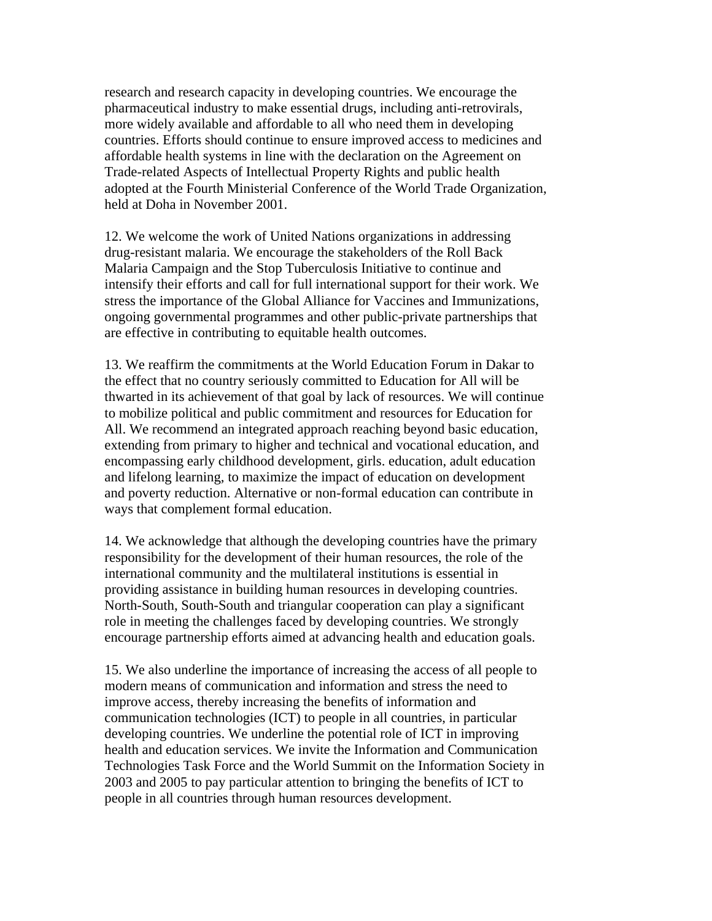research and research capacity in developing countries. We encourage the pharmaceutical industry to make essential drugs, including anti-retrovirals, more widely available and affordable to all who need them in developing countries. Efforts should continue to ensure improved access to medicines and affordable health systems in line with the declaration on the Agreement on Trade-related Aspects of Intellectual Property Rights and public health adopted at the Fourth Ministerial Conference of the World Trade Organization, held at Doha in November 2001.

12. We welcome the work of United Nations organizations in addressing drug-resistant malaria. We encourage the stakeholders of the Roll Back Malaria Campaign and the Stop Tuberculosis Initiative to continue and intensify their efforts and call for full international support for their work. We stress the importance of the Global Alliance for Vaccines and Immunizations, ongoing governmental programmes and other public-private partnerships that are effective in contributing to equitable health outcomes.

13. We reaffirm the commitments at the World Education Forum in Dakar to the effect that no country seriously committed to Education for All will be thwarted in its achievement of that goal by lack of resources. We will continue to mobilize political and public commitment and resources for Education for All. We recommend an integrated approach reaching beyond basic education, extending from primary to higher and technical and vocational education, and encompassing early childhood development, girls. education, adult education and lifelong learning, to maximize the impact of education on development and poverty reduction. Alternative or non-formal education can contribute in ways that complement formal education.

14. We acknowledge that although the developing countries have the primary responsibility for the development of their human resources, the role of the international community and the multilateral institutions is essential in providing assistance in building human resources in developing countries. North-South, South-South and triangular cooperation can play a significant role in meeting the challenges faced by developing countries. We strongly encourage partnership efforts aimed at advancing health and education goals.

15. We also underline the importance of increasing the access of all people to modern means of communication and information and stress the need to improve access, thereby increasing the benefits of information and communication technologies (ICT) to people in all countries, in particular developing countries. We underline the potential role of ICT in improving health and education services. We invite the Information and Communication Technologies Task Force and the World Summit on the Information Society in 2003 and 2005 to pay particular attention to bringing the benefits of ICT to people in all countries through human resources development.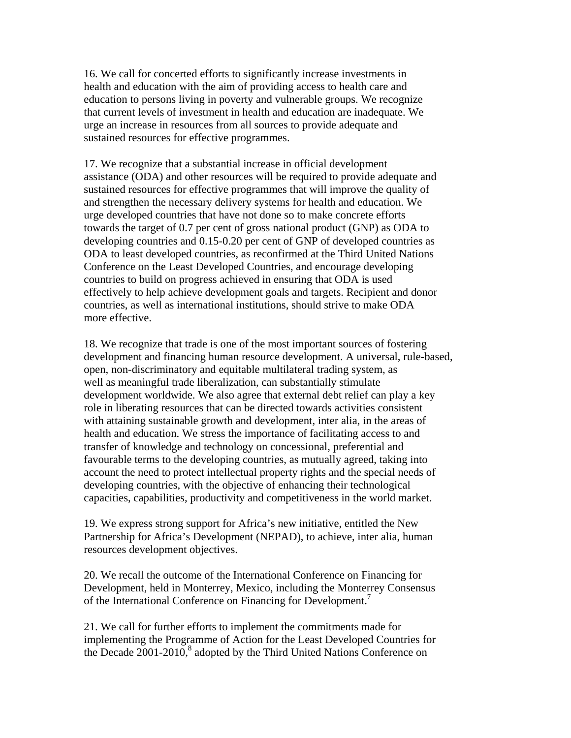16. We call for concerted efforts to significantly increase investments in health and education with the aim of providing access to health care and education to persons living in poverty and vulnerable groups. We recognize that current levels of investment in health and education are inadequate. We urge an increase in resources from all sources to provide adequate and sustained resources for effective programmes.

17. We recognize that a substantial increase in official development assistance (ODA) and other resources will be required to provide adequate and sustained resources for effective programmes that will improve the quality of and strengthen the necessary delivery systems for health and education. We urge developed countries that have not done so to make concrete efforts towards the target of 0.7 per cent of gross national product (GNP) as ODA to developing countries and 0.15-0.20 per cent of GNP of developed countries as ODA to least developed countries, as reconfirmed at the Third United Nations Conference on the Least Developed Countries, and encourage developing countries to build on progress achieved in ensuring that ODA is used effectively to help achieve development goals and targets. Recipient and donor countries, as well as international institutions, should strive to make ODA more effective.

18. We recognize that trade is one of the most important sources of fostering development and financing human resource development. A universal, rule-based, open, non-discriminatory and equitable multilateral trading system, as well as meaningful trade liberalization, can substantially stimulate development worldwide. We also agree that external debt relief can play a key role in liberating resources that can be directed towards activities consistent with attaining sustainable growth and development, inter alia, in the areas of health and education. We stress the importance of facilitating access to and transfer of knowledge and technology on concessional, preferential and favourable terms to the developing countries, as mutually agreed, taking into account the need to protect intellectual property rights and the special needs of developing countries, with the objective of enhancing their technological capacities, capabilities, productivity and competitiveness in the world market.

19. We express strong support for Africa's new initiative, entitled the New Partnership for Africa's Development (NEPAD), to achieve, inter alia, human resources development objectives.

20. We recall the outcome of the International Conference on Financing for Development, held in Monterrey, Mexico, including the Monterrey Consensus of the International Conference on Financing for Development.[7]

21. We call for further efforts to implement the commitments made for implementing the Programme of Action for the Least Developed Countries for the Decade 2001-2010,[8] adopted by the Third United Nations Conference on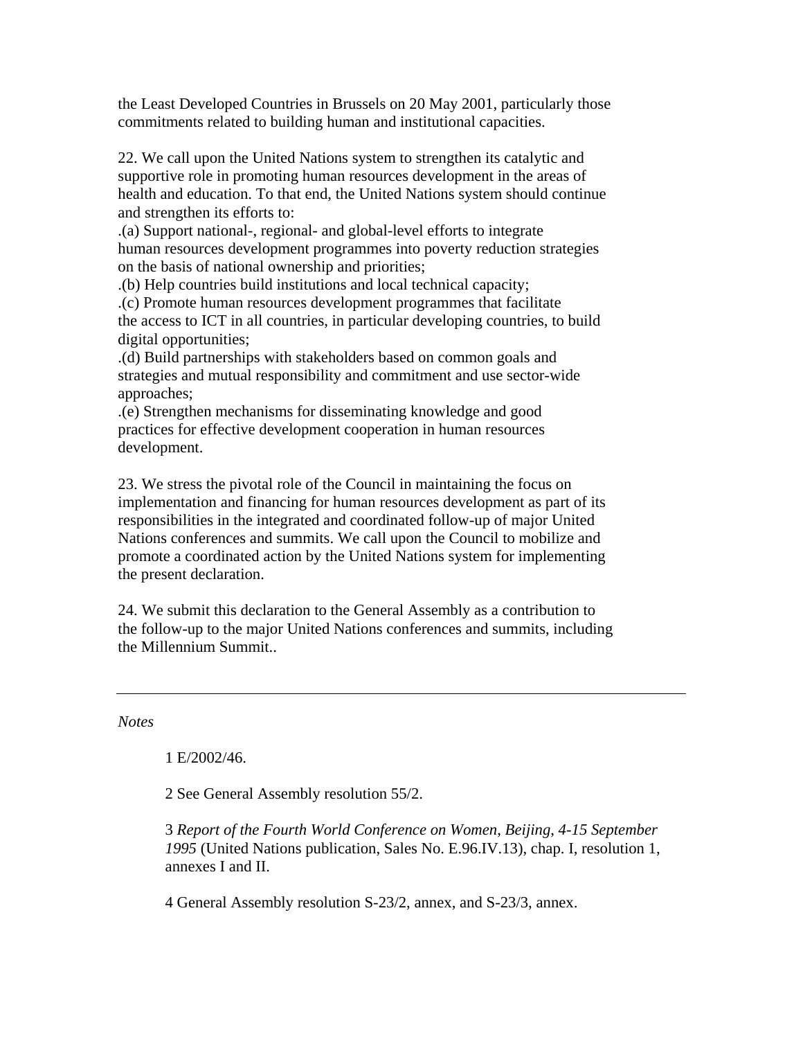the Least Developed Countries in Brussels on 20 May 2001, particularly those commitments related to building human and institutional capacities.

22. We call upon the United Nations system to strengthen its catalytic and supportive role in promoting human resources development in the areas of health and education. To that end, the United Nations system should continue and strengthen its efforts to:

.(a) Support national-, regional- and global-level efforts to integrate human resources development programmes into poverty reduction strategies on the basis of national ownership and priorities;

.(b) Help countries build institutions and local technical capacity;

.(c) Promote human resources development programmes that facilitate the access to ICT in all countries, in particular developing countries, to build digital opportunities;

.(d) Build partnerships with stakeholders based on common goals and strategies and mutual responsibility and commitment and use sector-wide approaches;

.(e) Strengthen mechanisms for disseminating knowledge and good practices for effective development cooperation in human resources development.

23. We stress the pivotal role of the Council in maintaining the focus on implementation and financing for human resources development as part of its responsibilities in the integrated and coordinated follow-up of major United Nations conferences and summits. We call upon the Council to mobilize and promote a coordinated action by the United Nations system for implementing the present declaration.

24. We submit this declaration to the General Assembly as a contribution to the follow-up to the major United Nations conferences and summits, including the Millennium Summit..

---

*Notes*

1 E/2002/46.

2 See General Assembly resolution 55/2.

3 *Report of the Fourth World Conference on Women, Beijing, 4-15 September 1995* (United Nations publication, Sales No. E.96.IV.13), chap. I, resolution 1, annexes I and II.

4 General Assembly resolution S-23/2, annex, and S-23/3, annex.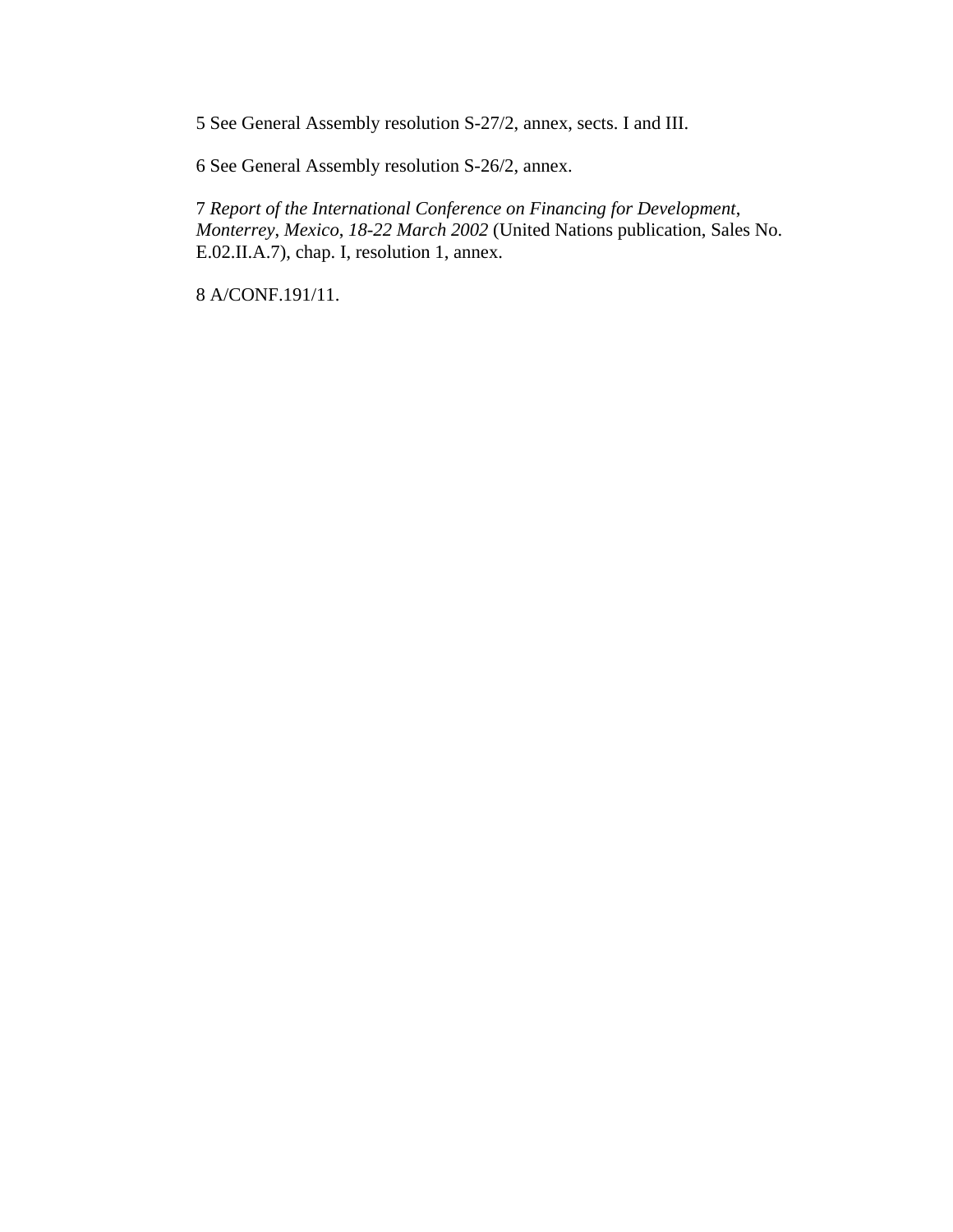5 See General Assembly resolution S-27/2, annex, sects. I and III.

6 See General Assembly resolution S-26/2, annex.

7 *Report of the International Conference on Financing for Development, Monterrey, Mexico, 18-22 March 2002* (United Nations publication, Sales No. E.02.II.A.7), chap. I, resolution 1, annex.

8 A/CONF.191/11.